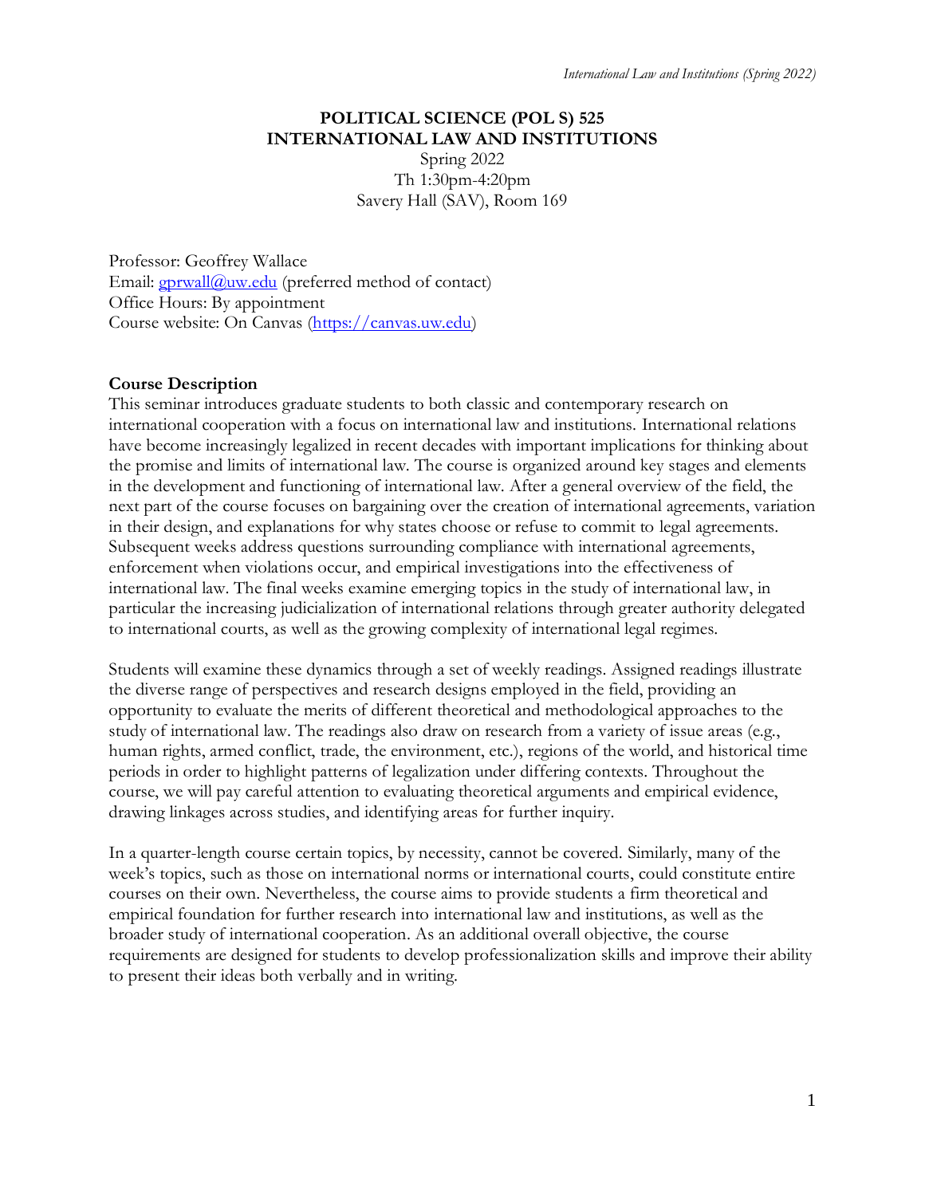# POLITICAL SCIENCE (POL S) 525
# INTERNATIONAL LAW AND INSTITUTIONS

Spring 2022
Th 1:30pm-4:20pm
Savery Hall (SAV), Room 169

Professor: Geoffrey Wallace
Email: gprwall@uw.edu (preferred method of contact)
Office Hours: By appointment
Course website: On Canvas (https://canvas.uw.edu)

**Course Description**

This seminar introduces graduate students to both classic and contemporary research on international cooperation with a focus on international law and institutions. International relations have become increasingly legalized in recent decades with important implications for thinking about the promise and limits of international law. The course is organized around key stages and elements in the development and functioning of international law. After a general overview of the field, the next part of the course focuses on bargaining over the creation of international agreements, variation in their design, and explanations for why states choose or refuse to commit to legal agreements. Subsequent weeks address questions surrounding compliance with international agreements, enforcement when violations occur, and empirical investigations into the effectiveness of international law. The final weeks examine emerging topics in the study of international law, in particular the increasing judicialization of international relations through greater authority delegated to international courts, as well as the growing complexity of international legal regimes.

Students will examine these dynamics through a set of weekly readings. Assigned readings illustrate the diverse range of perspectives and research designs employed in the field, providing an opportunity to evaluate the merits of different theoretical and methodological approaches to the study of international law. The readings also draw on research from a variety of issue areas (e.g., human rights, armed conflict, trade, the environment, etc.), regions of the world, and historical time periods in order to highlight patterns of legalization under differing contexts. Throughout the course, we will pay careful attention to evaluating theoretical arguments and empirical evidence, drawing linkages across studies, and identifying areas for further inquiry.

In a quarter-length course certain topics, by necessity, cannot be covered. Similarly, many of the week's topics, such as those on international norms or international courts, could constitute entire courses on their own. Nevertheless, the course aims to provide students a firm theoretical and empirical foundation for further research into international law and institutions, as well as the broader study of international cooperation. As an additional overall objective, the course requirements are designed for students to develop professionalization skills and improve their ability to present their ideas both verbally and in writing.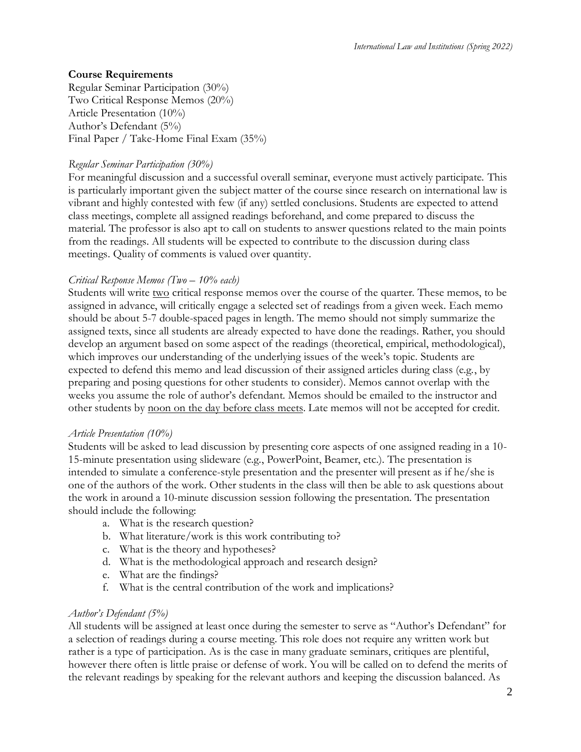**Course Requirements**

Regular Seminar Participation (30%)
Two Critical Response Memos (20%)
Article Presentation (10%)
Author's Defendant (5%)
Final Paper / Take-Home Final Exam (35%)

*Regular Seminar Participation (30%)*

For meaningful discussion and a successful overall seminar, everyone must actively participate. This is particularly important given the subject matter of the course since research on international law is vibrant and highly contested with few (if any) settled conclusions. Students are expected to attend class meetings, complete all assigned readings beforehand, and come prepared to discuss the material. The professor is also apt to call on students to answer questions related to the main points from the readings. All students will be expected to contribute to the discussion during class meetings. Quality of comments is valued over quantity.

*Critical Response Memos (Two – 10% each)*

Students will write <u>two</u> critical response memos over the course of the quarter. These memos, to be assigned in advance, will critically engage a selected set of readings from a given week. Each memo should be about 5-7 double-spaced pages in length. The memo should not simply summarize the assigned texts, since all students are already expected to have done the readings. Rather, you should develop an argument based on some aspect of the readings (theoretical, empirical, methodological), which improves our understanding of the underlying issues of the week's topic. Students are expected to defend this memo and lead discussion of their assigned articles during class (e.g., by preparing and posing questions for other students to consider). Memos cannot overlap with the weeks you assume the role of author's defendant. Memos should be emailed to the instructor and other students by <u>noon on the day before class meets</u>. Late memos will not be accepted for credit.

*Article Presentation (10%)*

Students will be asked to lead discussion by presenting core aspects of one assigned reading in a 10-15-minute presentation using slideware (e.g., PowerPoint, Beamer, etc.). The presentation is intended to simulate a conference-style presentation and the presenter will present as if he/she is one of the authors of the work. Other students in the class will then be able to ask questions about the work in around a 10-minute discussion session following the presentation. The presentation should include the following:

a. What is the research question?
b. What literature/work is this work contributing to?
c. What is the theory and hypotheses?
d. What is the methodological approach and research design?
e. What are the findings?
f. What is the central contribution of the work and implications?

*Author's Defendant (5%)*

All students will be assigned at least once during the semester to serve as "Author's Defendant" for a selection of readings during a course meeting. This role does not require any written work but rather is a type of participation. As is the case in many graduate seminars, critiques are plentiful, however there often is little praise or defense of work. You will be called on to defend the merits of the relevant readings by speaking for the relevant authors and keeping the discussion balanced. As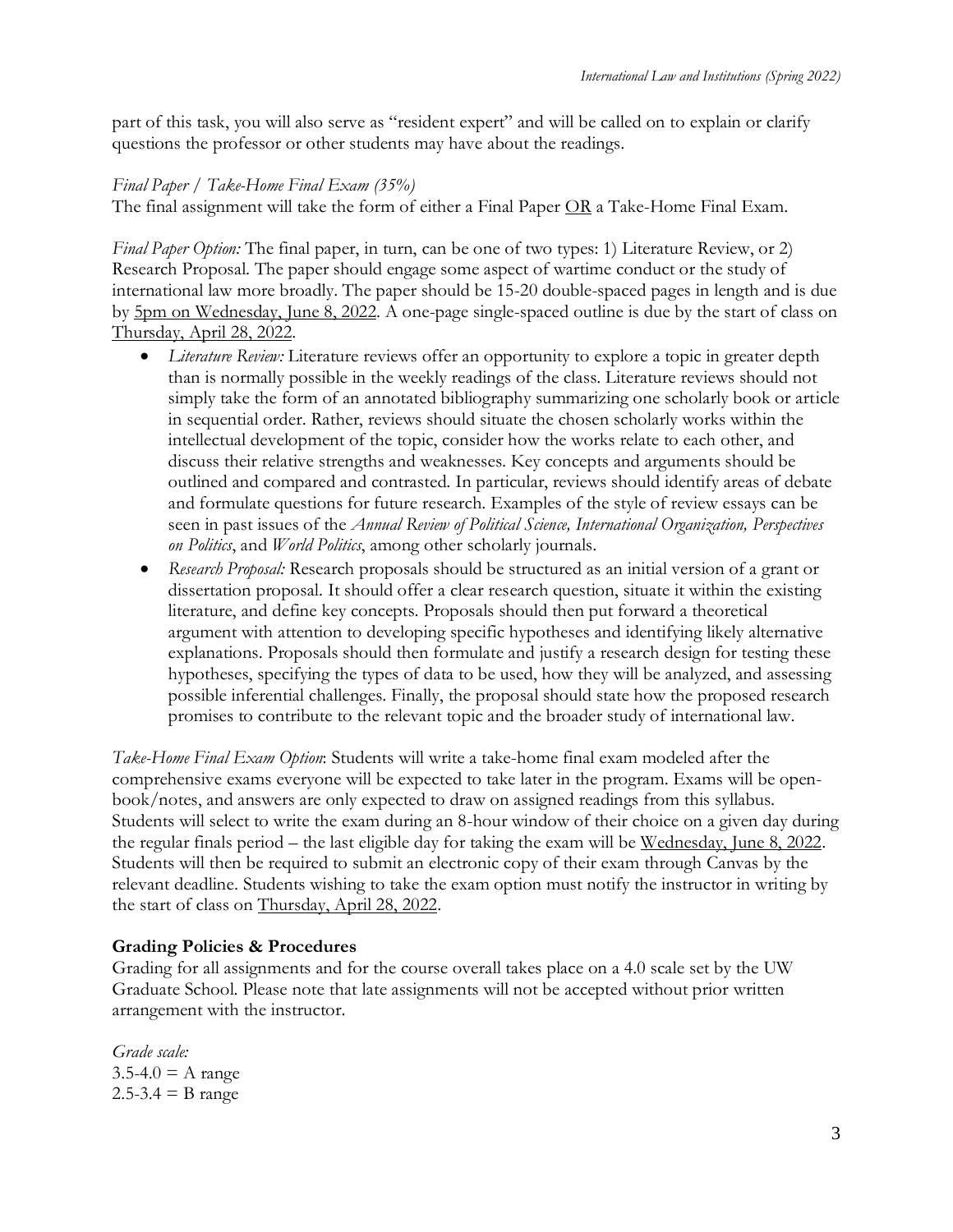part of this task, you will also serve as "resident expert" and will be called on to explain or clarify questions the professor or other students may have about the readings.

*Final Paper / Take-Home Final Exam (35%)*

The final assignment will take the form of either a Final Paper <u>OR</u> a Take-Home Final Exam.

*Final Paper Option:* The final paper, in turn, can be one of two types: 1) Literature Review, or 2) Research Proposal. The paper should engage some aspect of wartime conduct or the study of international law more broadly. The paper should be 15-20 double-spaced pages in length and is due by <u>5pm on Wednesday, June 8, 2022</u>. A one-page single-spaced outline is due by the start of class on <u>Thursday, April 28, 2022</u>.

- *Literature Review:* Literature reviews offer an opportunity to explore a topic in greater depth than is normally possible in the weekly readings of the class. Literature reviews should not simply take the form of an annotated bibliography summarizing one scholarly book or article in sequential order. Rather, reviews should situate the chosen scholarly works within the intellectual development of the topic, consider how the works relate to each other, and discuss their relative strengths and weaknesses. Key concepts and arguments should be outlined and compared and contrasted. In particular, reviews should identify areas of debate and formulate questions for future research. Examples of the style of review essays can be seen in past issues of the *Annual Review of Political Science, International Organization, Perspectives on Politics*, and *World Politics*, among other scholarly journals.
- *Research Proposal:* Research proposals should be structured as an initial version of a grant or dissertation proposal. It should offer a clear research question, situate it within the existing literature, and define key concepts. Proposals should then put forward a theoretical argument with attention to developing specific hypotheses and identifying likely alternative explanations. Proposals should then formulate and justify a research design for testing these hypotheses, specifying the types of data to be used, how they will be analyzed, and assessing possible inferential challenges. Finally, the proposal should state how the proposed research promises to contribute to the relevant topic and the broader study of international law.

*Take-Home Final Exam Option*: Students will write a take-home final exam modeled after the comprehensive exams everyone will be expected to take later in the program. Exams will be open-book/notes, and answers are only expected to draw on assigned readings from this syllabus. Students will select to write the exam during an 8-hour window of their choice on a given day during the regular finals period – the last eligible day for taking the exam will be <u>Wednesday, June 8, 2022</u>. Students will then be required to submit an electronic copy of their exam through Canvas by the relevant deadline. Students wishing to take the exam option must notify the instructor in writing by the start of class on <u>Thursday, April 28, 2022</u>.

**Grading Policies & Procedures**

Grading for all assignments and for the course overall takes place on a 4.0 scale set by the UW Graduate School. Please note that late assignments will not be accepted without prior written arrangement with the instructor.

*Grade scale:*
3.5-4.0 = A range
2.5-3.4 = B range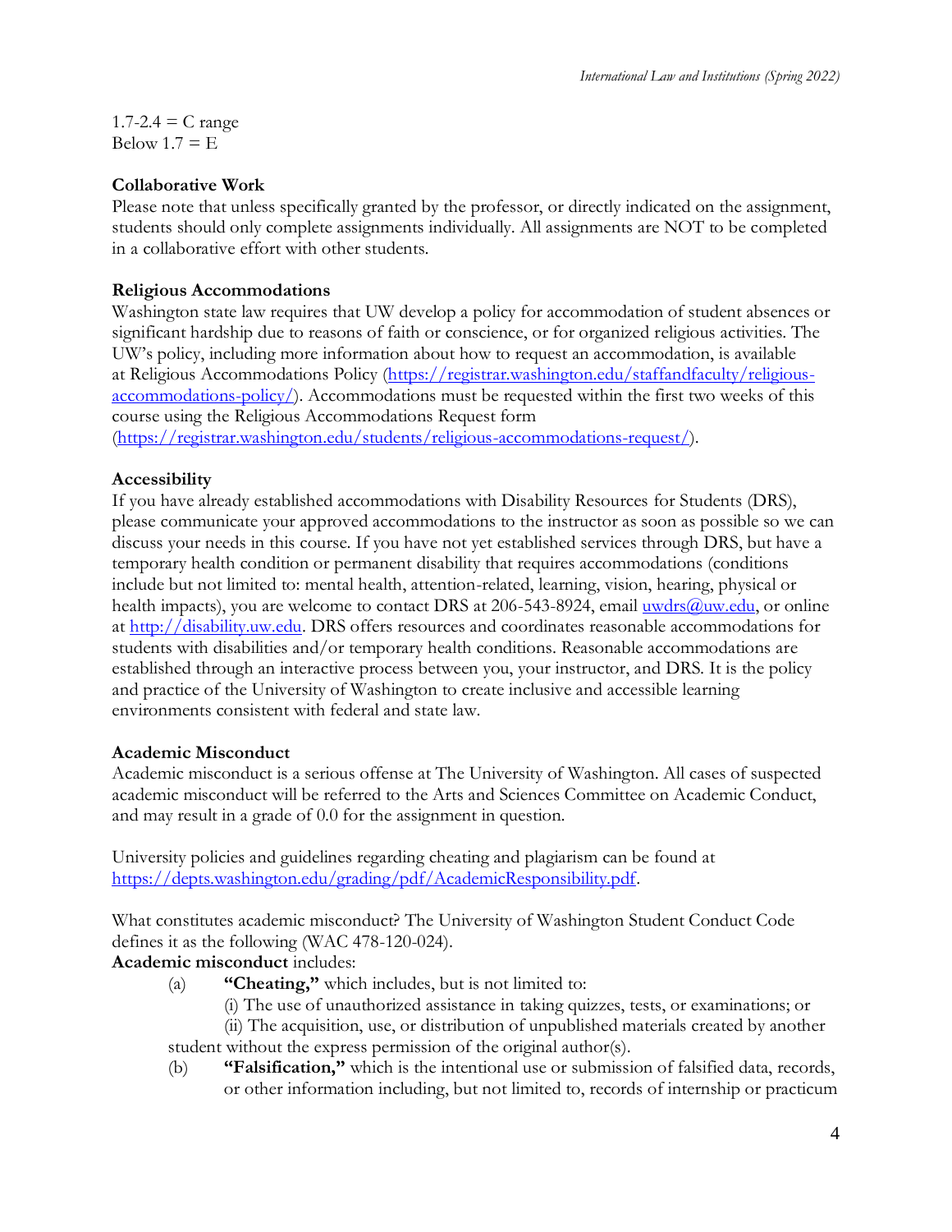1.7-2.4 = C range
Below 1.7 = E

**Collaborative Work**
Please note that unless specifically granted by the professor, or directly indicated on the assignment, students should only complete assignments individually. All assignments are NOT to be completed in a collaborative effort with other students.

**Religious Accommodations**
Washington state law requires that UW develop a policy for accommodation of student absences or significant hardship due to reasons of faith or conscience, or for organized religious activities. The UW's policy, including more information about how to request an accommodation, is available at Religious Accommodations Policy (https://registrar.washington.edu/staffandfaculty/religious-accommodations-policy/). Accommodations must be requested within the first two weeks of this course using the Religious Accommodations Request form (https://registrar.washington.edu/students/religious-accommodations-request/).

**Accessibility**
If you have already established accommodations with Disability Resources for Students (DRS), please communicate your approved accommodations to the instructor as soon as possible so we can discuss your needs in this course. If you have not yet established services through DRS, but have a temporary health condition or permanent disability that requires accommodations (conditions include but not limited to: mental health, attention-related, learning, vision, hearing, physical or health impacts), you are welcome to contact DRS at 206-543-8924, email uwdrs@uw.edu, or online at http://disability.uw.edu. DRS offers resources and coordinates reasonable accommodations for students with disabilities and/or temporary health conditions. Reasonable accommodations are established through an interactive process between you, your instructor, and DRS. It is the policy and practice of the University of Washington to create inclusive and accessible learning environments consistent with federal and state law.

**Academic Misconduct**
Academic misconduct is a serious offense at The University of Washington. All cases of suspected academic misconduct will be referred to the Arts and Sciences Committee on Academic Conduct, and may result in a grade of 0.0 for the assignment in question.

University policies and guidelines regarding cheating and plagiarism can be found at https://depts.washington.edu/grading/pdf/AcademicResponsibility.pdf.

What constitutes academic misconduct? The University of Washington Student Conduct Code defines it as the following (WAC 478-120-024).
**Academic misconduct** includes:

(a) **"Cheating,"** which includes, but is not limited to:
   (i) The use of unauthorized assistance in taking quizzes, tests, or examinations; or
   (ii) The acquisition, use, or distribution of unpublished materials created by another student without the express permission of the original author(s).

(b) **"Falsification,"** which is the intentional use or submission of falsified data, records, or other information including, but not limited to, records of internship or practicum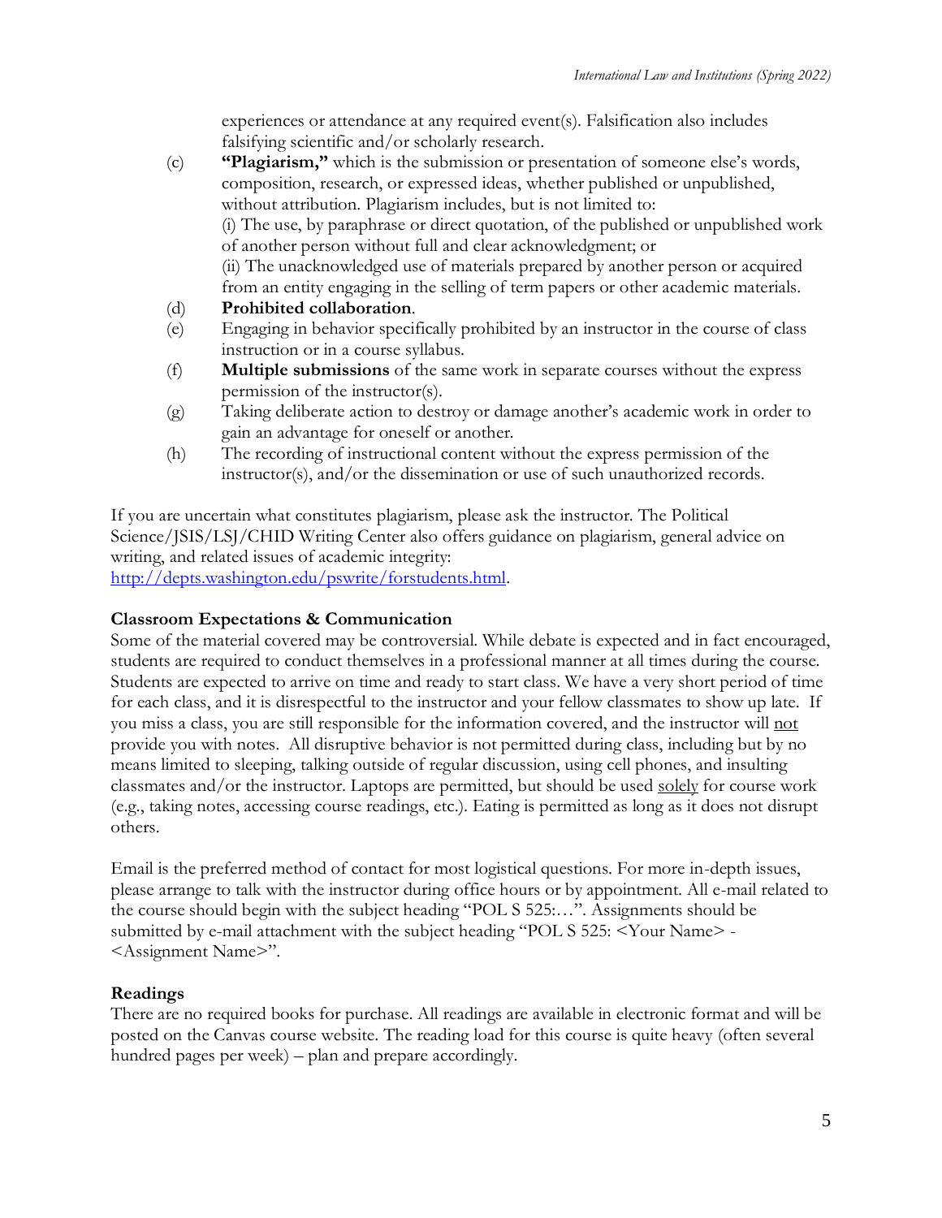experiences or attendance at any required event(s). Falsification also includes falsifying scientific and/or scholarly research.

(c) **"Plagiarism,"** which is the submission or presentation of someone else's words, composition, research, or expressed ideas, whether published or unpublished, without attribution. Plagiarism includes, but is not limited to:
(i) The use, by paraphrase or direct quotation, of the published or unpublished work of another person without full and clear acknowledgment; or
(ii) The unacknowledged use of materials prepared by another person or acquired from an entity engaging in the selling of term papers or other academic materials.

(d) **Prohibited collaboration**.

(e) Engaging in behavior specifically prohibited by an instructor in the course of class instruction or in a course syllabus.

(f) **Multiple submissions** of the same work in separate courses without the express permission of the instructor(s).

(g) Taking deliberate action to destroy or damage another's academic work in order to gain an advantage for oneself or another.

(h) The recording of instructional content without the express permission of the instructor(s), and/or the dissemination or use of such unauthorized records.

If you are uncertain what constitutes plagiarism, please ask the instructor. The Political Science/JSIS/LSJ/CHID Writing Center also offers guidance on plagiarism, general advice on writing, and related issues of academic integrity: http://depts.washington.edu/pswrite/forstudents.html.

**Classroom Expectations & Communication**

Some of the material covered may be controversial. While debate is expected and in fact encouraged, students are required to conduct themselves in a professional manner at all times during the course. Students are expected to arrive on time and ready to start class. We have a very short period of time for each class, and it is disrespectful to the instructor and your fellow classmates to show up late. If you miss a class, you are still responsible for the information covered, and the instructor will not provide you with notes. All disruptive behavior is not permitted during class, including but by no means limited to sleeping, talking outside of regular discussion, using cell phones, and insulting classmates and/or the instructor. Laptops are permitted, but should be used solely for course work (e.g., taking notes, accessing course readings, etc.). Eating is permitted as long as it does not disrupt others.

Email is the preferred method of contact for most logistical questions. For more in-depth issues, please arrange to talk with the instructor during office hours or by appointment. All e-mail related to the course should begin with the subject heading "POL S 525:…". Assignments should be submitted by e-mail attachment with the subject heading "POL S 525: <Your Name> - <Assignment Name>".

**Readings**

There are no required books for purchase. All readings are available in electronic format and will be posted on the Canvas course website. The reading load for this course is quite heavy (often several hundred pages per week) – plan and prepare accordingly.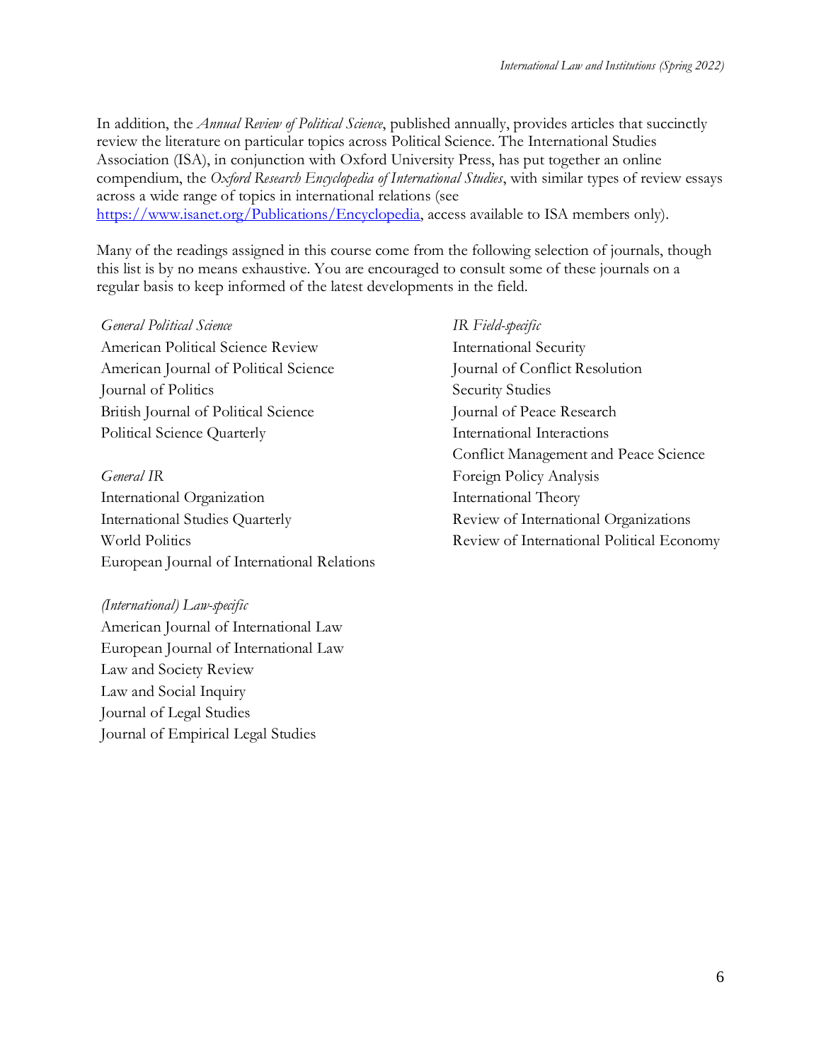In addition, the *Annual Review of Political Science*, published annually, provides articles that succinctly review the literature on particular topics across Political Science. The International Studies Association (ISA), in conjunction with Oxford University Press, has put together an online compendium, the *Oxford Research Encyclopedia of International Studies*, with similar types of review essays across a wide range of topics in international relations (see [https://www.isanet.org/Publications/Encyclopedia](https://www.isanet.org/Publications/Encyclopedia), access available to ISA members only).

Many of the readings assigned in this course come from the following selection of journals, though this list is by no means exhaustive. You are encouraged to consult some of these journals on a regular basis to keep informed of the latest developments in the field.

*General Political Science*
American Political Science Review
American Journal of Political Science
Journal of Politics
British Journal of Political Science
Political Science Quarterly

*General IR*
International Organization
International Studies Quarterly
World Politics
European Journal of International Relations

*(International) Law-specific*
American Journal of International Law
European Journal of International Law
Law and Society Review
Law and Social Inquiry
Journal of Legal Studies
Journal of Empirical Legal Studies

*IR Field-specific*
International Security
Journal of Conflict Resolution
Security Studies
Journal of Peace Research
International Interactions
Conflict Management and Peace Science
Foreign Policy Analysis
International Theory
Review of International Organizations
Review of International Political Economy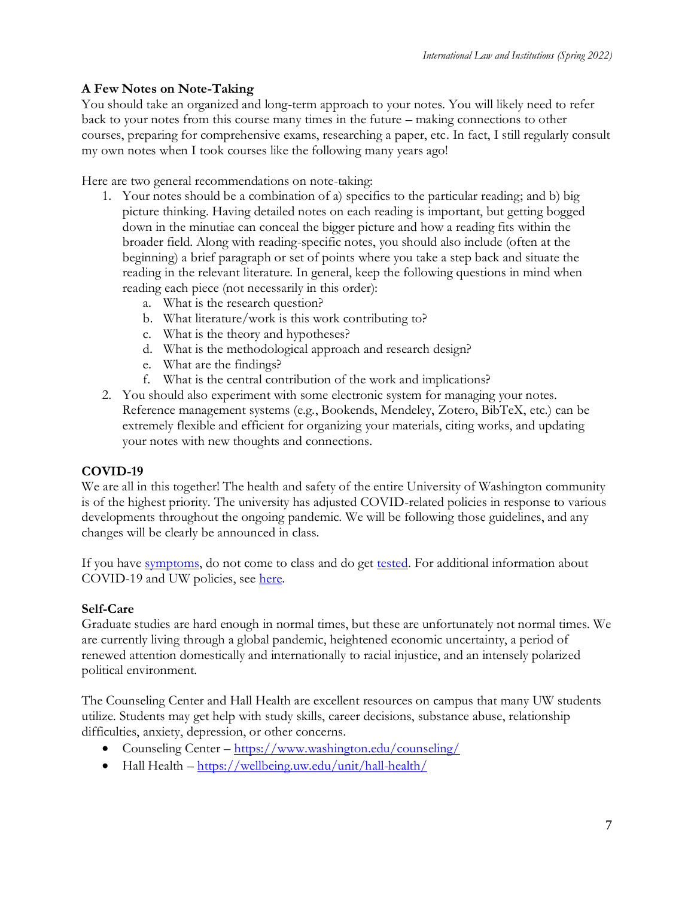### A Few Notes on Note-Taking

You should take an organized and long-term approach to your notes. You will likely need to refer back to your notes from this course many times in the future – making connections to other courses, preparing for comprehensive exams, researching a paper, etc. In fact, I still regularly consult my own notes when I took courses like the following many years ago!

Here are two general recommendations on note-taking:

1. Your notes should be a combination of a) specifics to the particular reading; and b) big picture thinking. Having detailed notes on each reading is important, but getting bogged down in the minutiae can conceal the bigger picture and how a reading fits within the broader field. Along with reading-specific notes, you should also include (often at the beginning) a brief paragraph or set of points where you take a step back and situate the reading in the relevant literature. In general, keep the following questions in mind when reading each piece (not necessarily in this order):
   a. What is the research question?
   b. What literature/work is this work contributing to?
   c. What is the theory and hypotheses?
   d. What is the methodological approach and research design?
   e. What are the findings?
   f. What is the central contribution of the work and implications?
2. You should also experiment with some electronic system for managing your notes. Reference management systems (e.g., Bookends, Mendeley, Zotero, BibTeX, etc.) can be extremely flexible and efficient for organizing your materials, citing works, and updating your notes with new thoughts and connections.

### COVID-19

We are all in this together! The health and safety of the entire University of Washington community is of the highest priority. The university has adjusted COVID-related policies in response to various developments throughout the ongoing pandemic. We will be following those guidelines, and any changes will be clearly be announced in class.

If you have symptoms, do not come to class and do get tested. For additional information about COVID-19 and UW policies, see here.

### Self-Care

Graduate studies are hard enough in normal times, but these are unfortunately not normal times. We are currently living through a global pandemic, heightened economic uncertainty, a period of renewed attention domestically and internationally to racial injustice, and an intensely polarized political environment.

The Counseling Center and Hall Health are excellent resources on campus that many UW students utilize. Students may get help with study skills, career decisions, substance abuse, relationship difficulties, anxiety, depression, or other concerns.

- Counseling Center – https://www.washington.edu/counseling/
- Hall Health – https://wellbeing.uw.edu/unit/hall-health/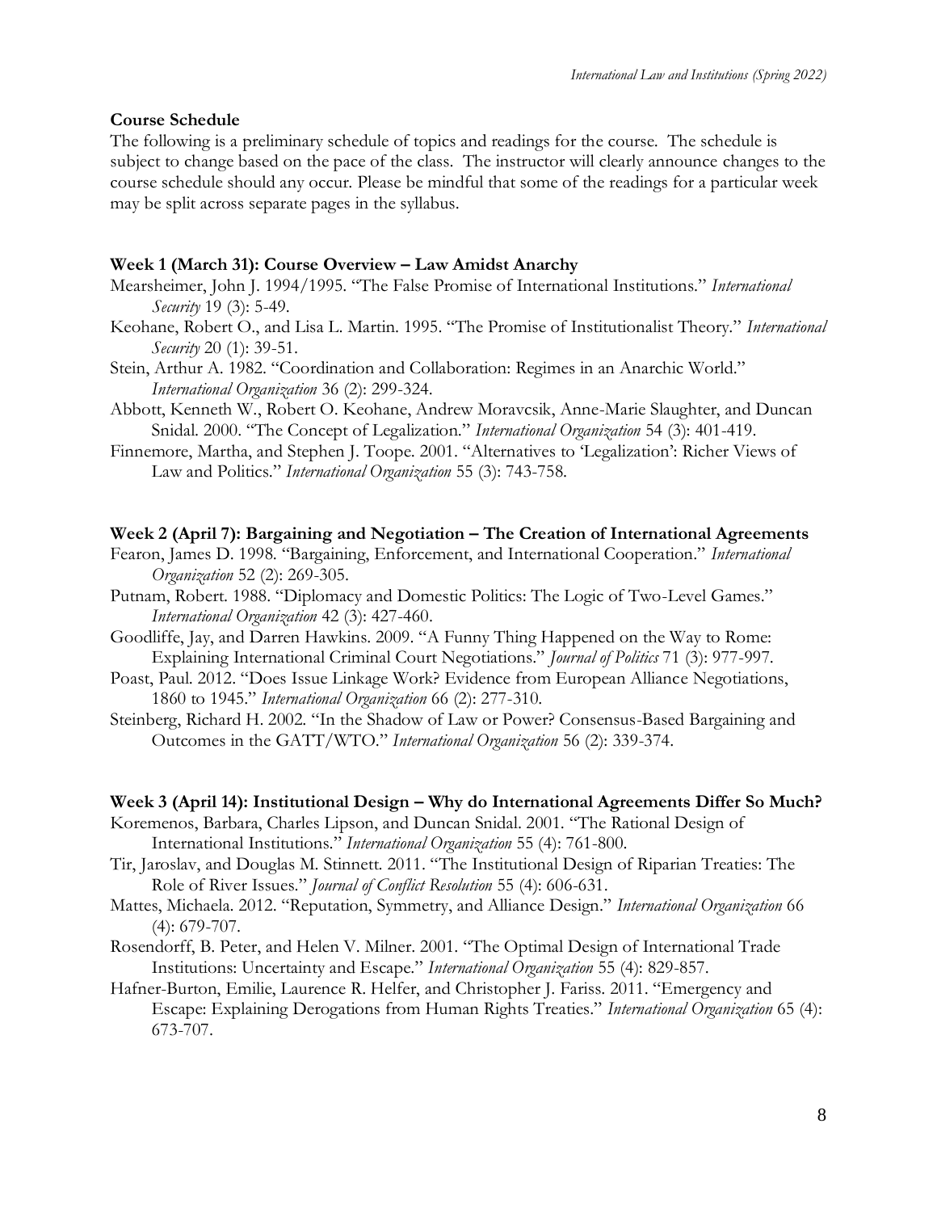**Course Schedule**

The following is a preliminary schedule of topics and readings for the course. The schedule is subject to change based on the pace of the class. The instructor will clearly announce changes to the course schedule should any occur. Please be mindful that some of the readings for a particular week may be split across separate pages in the syllabus.

**Week 1 (March 31): Course Overview – Law Amidst Anarchy**

Mearsheimer, John J. 1994/1995. "The False Promise of International Institutions." *International Security* 19 (3): 5-49.

Keohane, Robert O., and Lisa L. Martin. 1995. "The Promise of Institutionalist Theory." *International Security* 20 (1): 39-51.

Stein, Arthur A. 1982. "Coordination and Collaboration: Regimes in an Anarchic World." *International Organization* 36 (2): 299-324.

Abbott, Kenneth W., Robert O. Keohane, Andrew Moravcsik, Anne-Marie Slaughter, and Duncan Snidal. 2000. "The Concept of Legalization." *International Organization* 54 (3): 401-419.

Finnemore, Martha, and Stephen J. Toope. 2001. "Alternatives to 'Legalization': Richer Views of Law and Politics." *International Organization* 55 (3): 743-758.

**Week 2 (April 7): Bargaining and Negotiation – The Creation of International Agreements**

Fearon, James D. 1998. "Bargaining, Enforcement, and International Cooperation." *International Organization* 52 (2): 269-305.

Putnam, Robert. 1988. "Diplomacy and Domestic Politics: The Logic of Two-Level Games." *International Organization* 42 (3): 427-460.

Goodliffe, Jay, and Darren Hawkins. 2009. "A Funny Thing Happened on the Way to Rome: Explaining International Criminal Court Negotiations." *Journal of Politics* 71 (3): 977-997.

Poast, Paul. 2012. "Does Issue Linkage Work? Evidence from European Alliance Negotiations, 1860 to 1945." *International Organization* 66 (2): 277-310.

Steinberg, Richard H. 2002. "In the Shadow of Law or Power? Consensus-Based Bargaining and Outcomes in the GATT/WTO." *International Organization* 56 (2): 339-374.

**Week 3 (April 14): Institutional Design – Why do International Agreements Differ So Much?**

Koremenos, Barbara, Charles Lipson, and Duncan Snidal. 2001. "The Rational Design of International Institutions." *International Organization* 55 (4): 761-800.

Tir, Jaroslav, and Douglas M. Stinnett. 2011. "The Institutional Design of Riparian Treaties: The Role of River Issues." *Journal of Conflict Resolution* 55 (4): 606-631.

Mattes, Michaela. 2012. "Reputation, Symmetry, and Alliance Design." *International Organization* 66 (4): 679-707.

Rosendorff, B. Peter, and Helen V. Milner. 2001. "The Optimal Design of International Trade Institutions: Uncertainty and Escape." *International Organization* 55 (4): 829-857.

Hafner-Burton, Emilie, Laurence R. Helfer, and Christopher J. Fariss. 2011. "Emergency and Escape: Explaining Derogations from Human Rights Treaties." *International Organization* 65 (4): 673-707.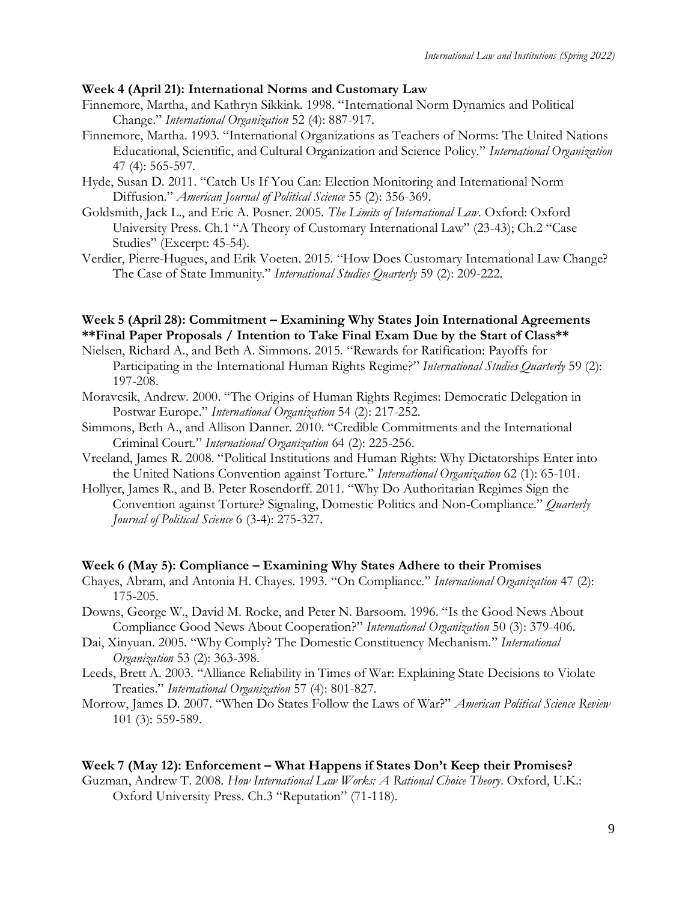**Week 4 (April 21): International Norms and Customary Law**

Finnemore, Martha, and Kathryn Sikkink. 1998. "International Norm Dynamics and Political Change." *International Organization* 52 (4): 887-917.

Finnemore, Martha. 1993. "International Organizations as Teachers of Norms: The United Nations Educational, Scientific, and Cultural Organization and Science Policy." *International Organization* 47 (4): 565-597.

Hyde, Susan D. 2011. "Catch Us If You Can: Election Monitoring and International Norm Diffusion." *American Journal of Political Science* 55 (2): 356-369.

Goldsmith, Jack L., and Eric A. Posner. 2005. *The Limits of International Law*. Oxford: Oxford University Press. Ch.1 "A Theory of Customary International Law" (23-43); Ch.2 "Case Studies" (Excerpt: 45-54).

Verdier, Pierre-Hugues, and Erik Voeten. 2015. "How Does Customary International Law Change? The Case of State Immunity." *International Studies Quarterly* 59 (2): 209-222.

**Week 5 (April 28): Commitment – Examining Why States Join International Agreements**
****Final Paper Proposals / Intention to Take Final Exam Due by the Start of Class****

Nielsen, Richard A., and Beth A. Simmons. 2015. "Rewards for Ratification: Payoffs for Participating in the International Human Rights Regime?" *International Studies Quarterly* 59 (2): 197-208.

Moravcsik, Andrew. 2000. "The Origins of Human Rights Regimes: Democratic Delegation in Postwar Europe." *International Organization* 54 (2): 217-252.

Simmons, Beth A., and Allison Danner. 2010. "Credible Commitments and the International Criminal Court." *International Organization* 64 (2): 225-256.

Vreeland, James R. 2008. "Political Institutions and Human Rights: Why Dictatorships Enter into the United Nations Convention against Torture." *International Organization* 62 (1): 65-101.

Hollyer, James R., and B. Peter Rosendorff. 2011. "Why Do Authoritarian Regimes Sign the Convention against Torture? Signaling, Domestic Politics and Non-Compliance." *Quarterly Journal of Political Science* 6 (3-4): 275-327.

**Week 6 (May 5): Compliance – Examining Why States Adhere to their Promises**

Chayes, Abram, and Antonia H. Chayes. 1993. "On Compliance." *International Organization* 47 (2): 175-205.

Downs, George W., David M. Rocke, and Peter N. Barsoom. 1996. "Is the Good News About Compliance Good News About Cooperation?" *International Organization* 50 (3): 379-406.

Dai, Xinyuan. 2005. "Why Comply? The Domestic Constituency Mechanism." *International Organization* 53 (2): 363-398.

Leeds, Brett A. 2003. "Alliance Reliability in Times of War: Explaining State Decisions to Violate Treaties." *International Organization* 57 (4): 801-827.

Morrow, James D. 2007. "When Do States Follow the Laws of War?" *American Political Science Review* 101 (3): 559-589.

**Week 7 (May 12): Enforcement – What Happens if States Don't Keep their Promises?**

Guzman, Andrew T. 2008. *How International Law Works: A Rational Choice Theory*. Oxford, U.K.: Oxford University Press. Ch.3 "Reputation" (71-118).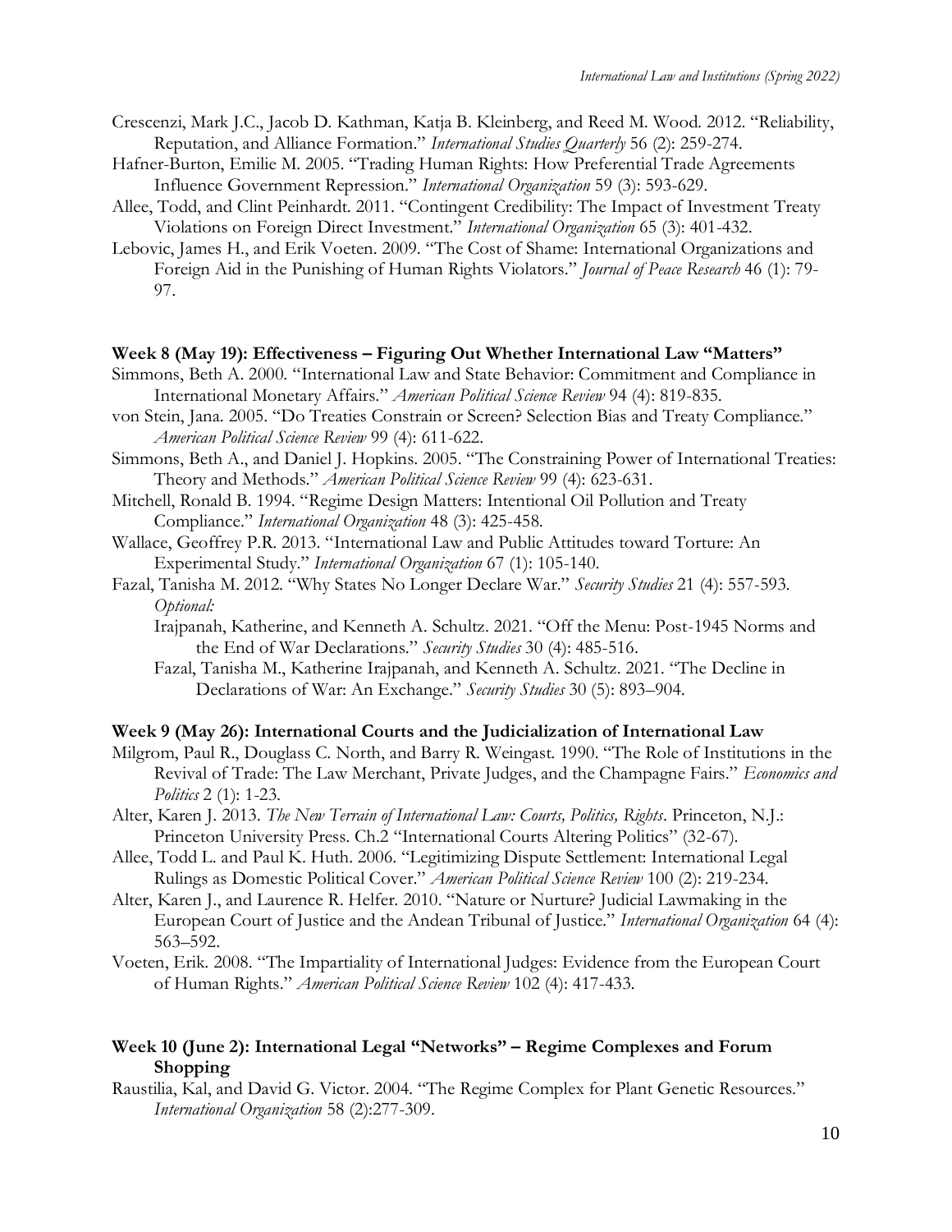Crescenzi, Mark J.C., Jacob D. Kathman, Katja B. Kleinberg, and Reed M. Wood. 2012. "Reliability, Reputation, and Alliance Formation." *International Studies Quarterly* 56 (2): 259-274.

Hafner-Burton, Emilie M. 2005. "Trading Human Rights: How Preferential Trade Agreements Influence Government Repression." *International Organization* 59 (3): 593-629.

Allee, Todd, and Clint Peinhardt. 2011. "Contingent Credibility: The Impact of Investment Treaty Violations on Foreign Direct Investment." *International Organization* 65 (3): 401-432.

Lebovic, James H., and Erik Voeten. 2009. "The Cost of Shame: International Organizations and Foreign Aid in the Punishing of Human Rights Violators." *Journal of Peace Research* 46 (1): 79-97.

**Week 8 (May 19): Effectiveness – Figuring Out Whether International Law "Matters"**

Simmons, Beth A. 2000. "International Law and State Behavior: Commitment and Compliance in International Monetary Affairs." *American Political Science Review* 94 (4): 819-835.

von Stein, Jana. 2005. "Do Treaties Constrain or Screen? Selection Bias and Treaty Compliance." *American Political Science Review* 99 (4): 611-622.

Simmons, Beth A., and Daniel J. Hopkins. 2005. "The Constraining Power of International Treaties: Theory and Methods." *American Political Science Review* 99 (4): 623-631.

Mitchell, Ronald B. 1994. "Regime Design Matters: Intentional Oil Pollution and Treaty Compliance." *International Organization* 48 (3): 425-458.

Wallace, Geoffrey P.R. 2013. "International Law and Public Attitudes toward Torture: An Experimental Study." *International Organization* 67 (1): 105-140.

Fazal, Tanisha M. 2012. "Why States No Longer Declare War." *Security Studies* 21 (4): 557-593.

*Optional:*

Irajpanah, Katherine, and Kenneth A. Schultz. 2021. "Off the Menu: Post-1945 Norms and the End of War Declarations." *Security Studies* 30 (4): 485-516.

Fazal, Tanisha M., Katherine Irajpanah, and Kenneth A. Schultz. 2021. "The Decline in Declarations of War: An Exchange." *Security Studies* 30 (5): 893–904.

**Week 9 (May 26): International Courts and the Judicialization of International Law**

Milgrom, Paul R., Douglass C. North, and Barry R. Weingast. 1990. "The Role of Institutions in the Revival of Trade: The Law Merchant, Private Judges, and the Champagne Fairs." *Economics and Politics* 2 (1): 1-23.

Alter, Karen J. 2013. *The New Terrain of International Law: Courts, Politics, Rights*. Princeton, N.J.: Princeton University Press. Ch.2 "International Courts Altering Politics" (32-67).

Allee, Todd L. and Paul K. Huth. 2006. "Legitimizing Dispute Settlement: International Legal Rulings as Domestic Political Cover." *American Political Science Review* 100 (2): 219-234.

Alter, Karen J., and Laurence R. Helfer. 2010. "Nature or Nurture? Judicial Lawmaking in the European Court of Justice and the Andean Tribunal of Justice." *International Organization* 64 (4): 563–592.

Voeten, Erik. 2008. "The Impartiality of International Judges: Evidence from the European Court of Human Rights." *American Political Science Review* 102 (4): 417-433.

**Week 10 (June 2): International Legal "Networks" – Regime Complexes and Forum Shopping**

Raustilia, Kal, and David G. Victor. 2004. "The Regime Complex for Plant Genetic Resources." *International Organization* 58 (2):277-309.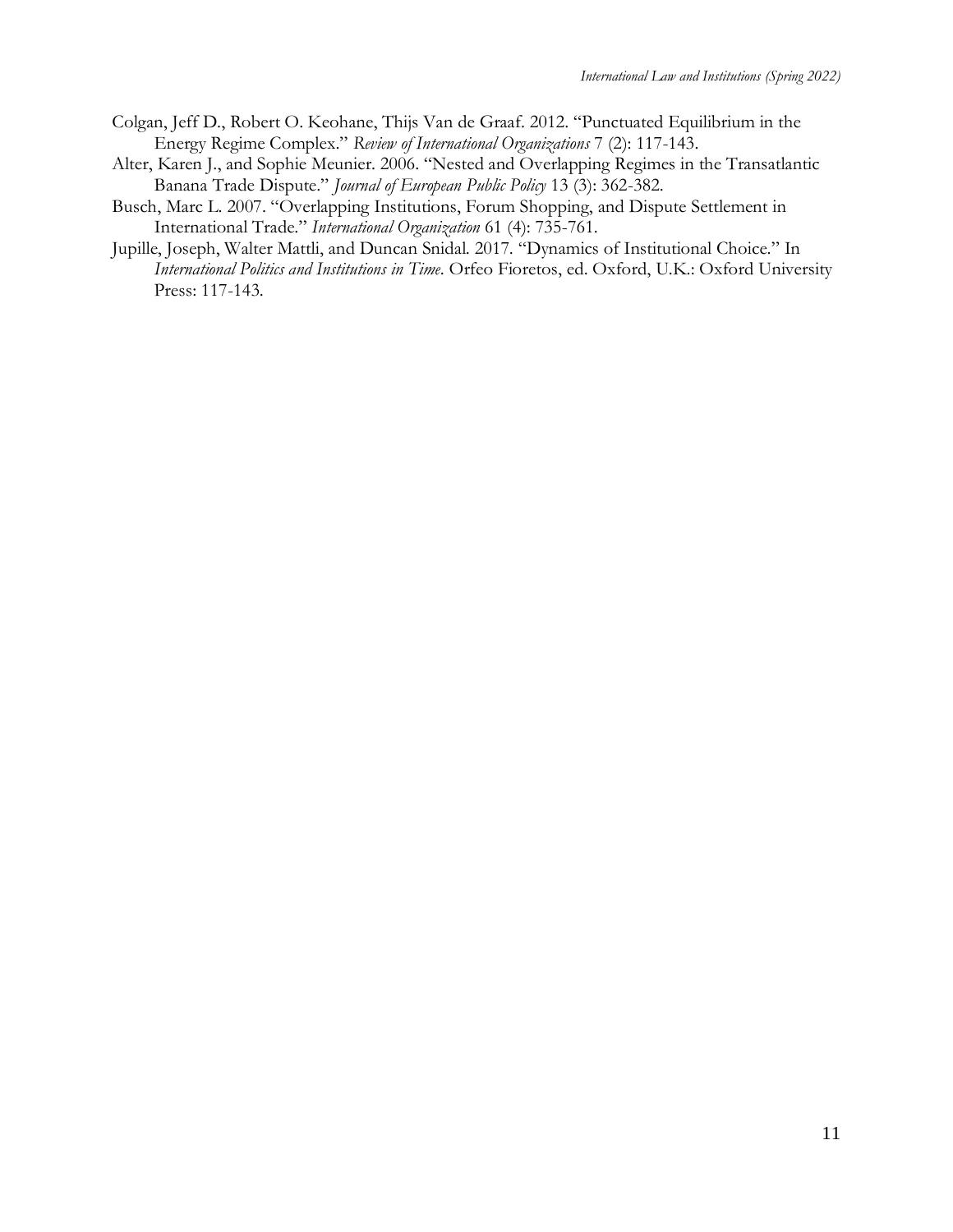Colgan, Jeff D., Robert O. Keohane, Thijs Van de Graaf. 2012. "Punctuated Equilibrium in the Energy Regime Complex." *Review of International Organizations* 7 (2): 117-143.

Alter, Karen J., and Sophie Meunier. 2006. "Nested and Overlapping Regimes in the Transatlantic Banana Trade Dispute." *Journal of European Public Policy* 13 (3): 362-382.

Busch, Marc L. 2007. "Overlapping Institutions, Forum Shopping, and Dispute Settlement in International Trade." *International Organization* 61 (4): 735-761.

Jupille, Joseph, Walter Mattli, and Duncan Snidal. 2017. "Dynamics of Institutional Choice." In *International Politics and Institutions in Time*. Orfeo Fioretos, ed. Oxford, U.K.: Oxford University Press: 117-143.